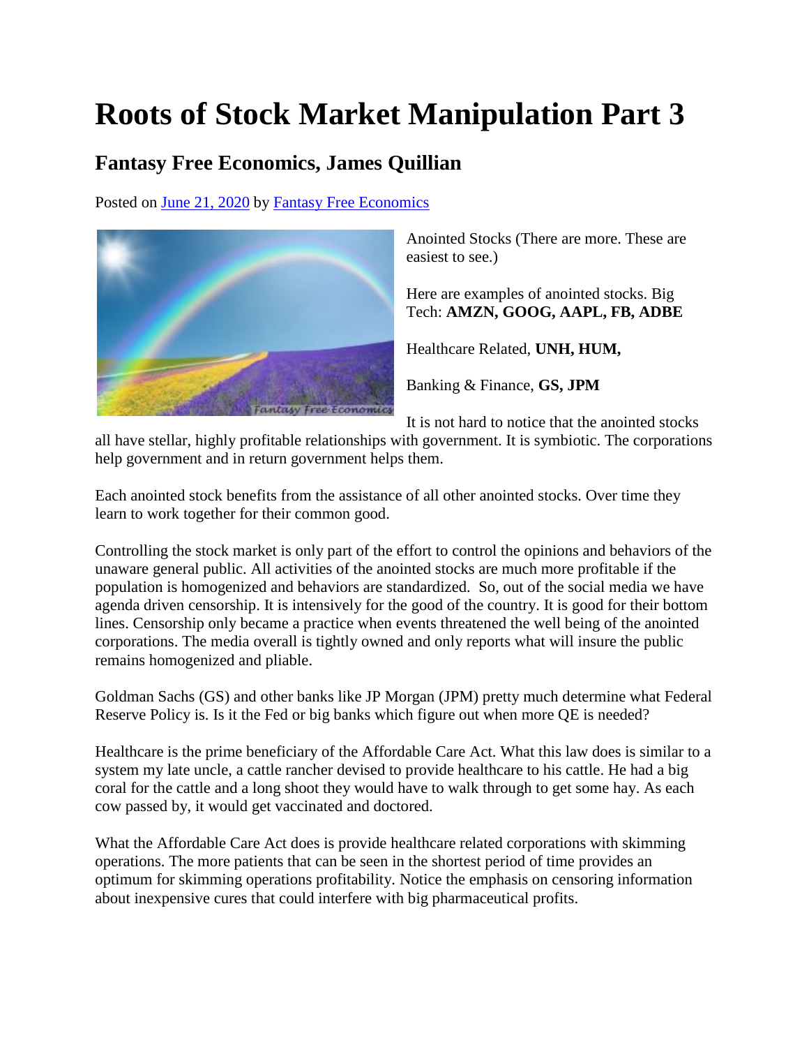# Roots of Stock Market Manipulation Part 3

## Fantasy Free Economics, James Quillian

Posted on June 21, 2020 by Fantasy Free Economics

Anointed Stocks (There are more. These are easiest to see.)

Here are examples of anointed stocks. Big Tech: **AMZN, GOOG, AAPL, FB, ADBE**

Healthcare Related, **UNH, HUM,**

Banking & Finance, **GS, JPM**

It is not hard to notice that the anointed stocks all have stellar, highly profitable relationships with government. It is symbiotic. The corporations help government and in return government helps them.

Each anointed stock benefits from the assistance of all other anointed stocks. Over time they learn to work together for their common good.

Controlling the stock market is only part of the effort to control the opinions and behaviors of the unaware general public. All activities of the anointed stocks are much more profitable if the population is homogenized and behaviors are standardized. So, out of the social media we have agenda driven censorship. It is intensively for the good of the country. It is good for their bottom lines. Censorship only became a practice when events threatened the well being of the anointed corporations. The media overall is tightly owned and only reports what will insure the public remains homogenized and pliable.

Goldman Sachs (GS) and other banks like JP Morgan (JPM) pretty much determine what Federal Reserve Policy is. Is it the Fed or big banks which figure out when more QE is needed?

Healthcare is the prime beneficiary of the Affordable Care Act. What this law does is similar to a system my late uncle, a cattle rancher devised to provide healthcare to his cattle. He had a big coral for the cattle and a long shoot they would have to walk through to get some hay. As each cow passed by, it would get vaccinated and doctored.

What the Affordable Care Act does is provide healthcare related corporations with skimming operations. The more patients that can be seen in the shortest period of time provides an optimum for skimming operations profitability. Notice the emphasis on censoring information about inexpensive cures that could interfere with big pharmaceutical profits.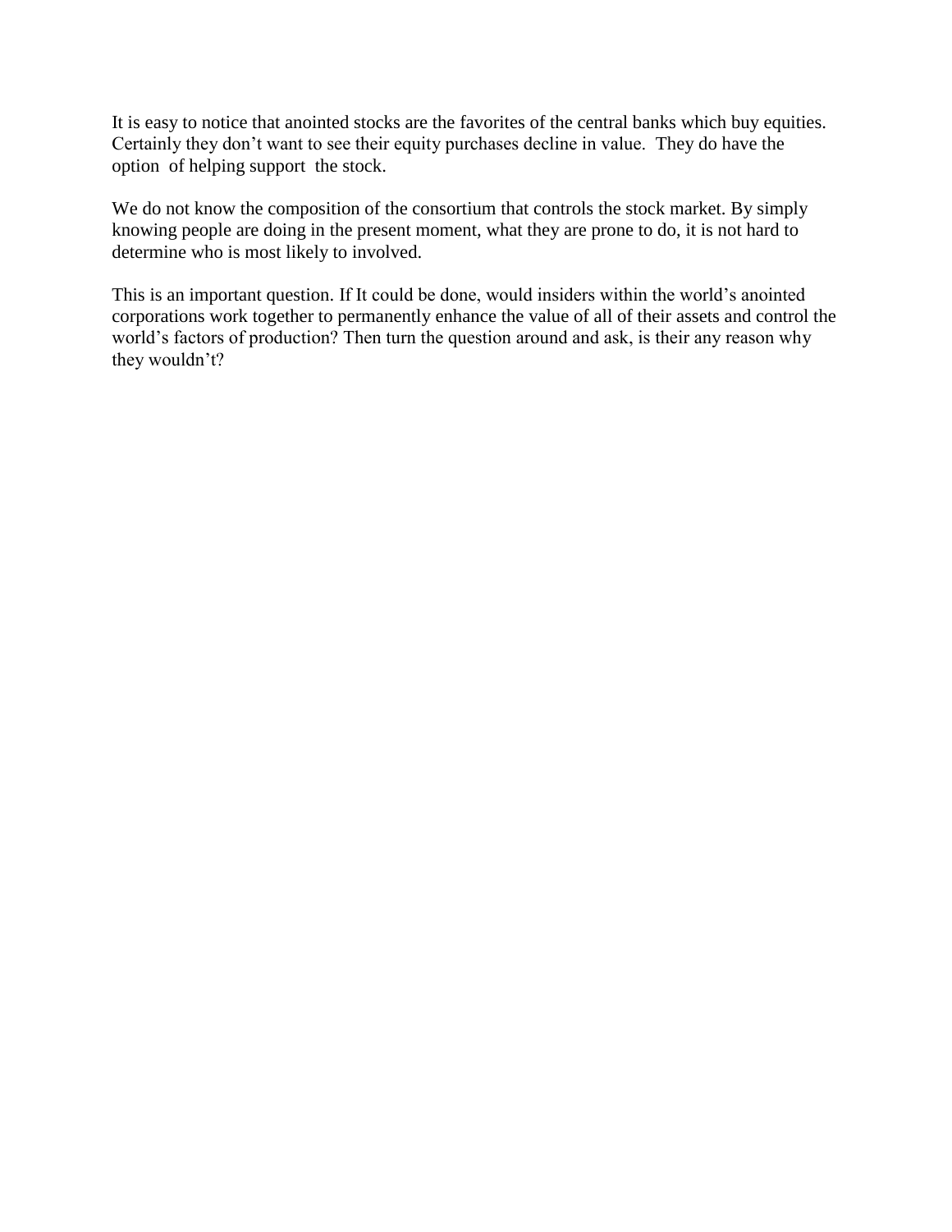It is easy to notice that anointed stocks are the favorites of the central banks which buy equities. Certainly they don't want to see their equity purchases decline in value. They do have the option of helping support the stock.

We do not know the composition of the consortium that controls the stock market. By simply knowing people are doing in the present moment, what they are prone to do, it is not hard to determine who is most likely to involved.

This is an important question. If It could be done, would insiders within the world's anointed corporations work together to permanently enhance the value of all of their assets and control the world's factors of production? Then turn the question around and ask, is their any reason why they wouldn't?